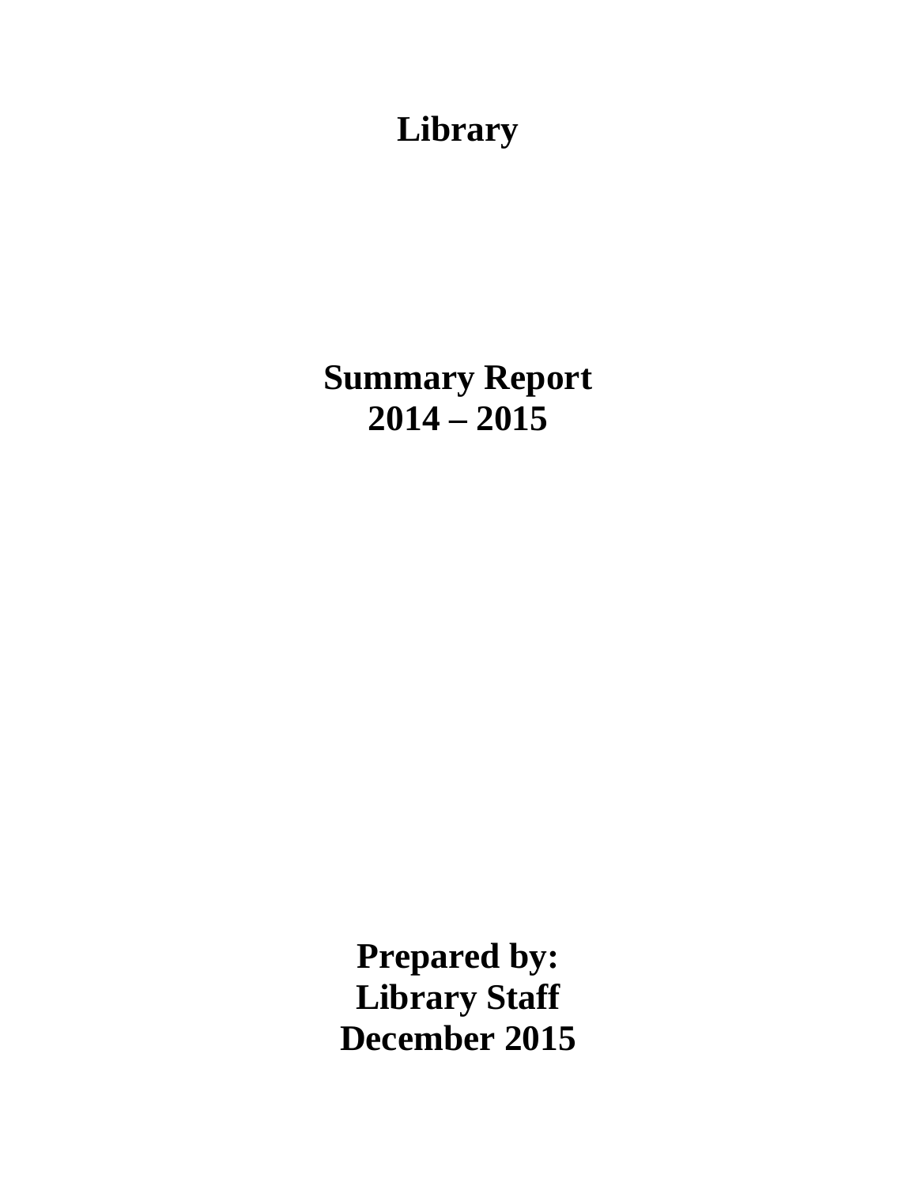# Library

# Summary Report
# 2014 – 2015

**Prepared by:**
**Library Staff**
**December 2015**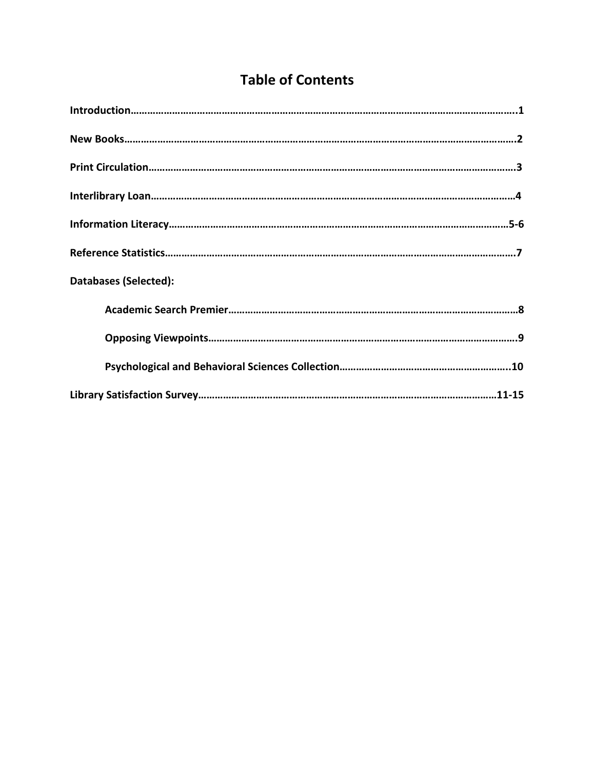# Table of Contents

**Introduction……………………………………………………………………………………………………………………….1**

**New Books………………………………………………………………………………………………………………………….2**

**Print Circulation………………………………………………………………………………………………………………….3**

**Interlibrary Loan…………………………………………………………………………………………………………………4**

**Information Literacy…………………………………………………………………………………………………………5-6**

**Reference Statistics…………………………………………………………………………………………………………….7**

**Databases (Selected):**

- **Academic Search Premier………………………………………………………………………………………………8**
- **Opposing Viewpoints…………………………………………………………………………………………………….9**
- **Psychological and Behavioral Sciences Collection…………………………………………………..10**

**Library Satisfaction Survey…………………………………………………………………………………………11-15**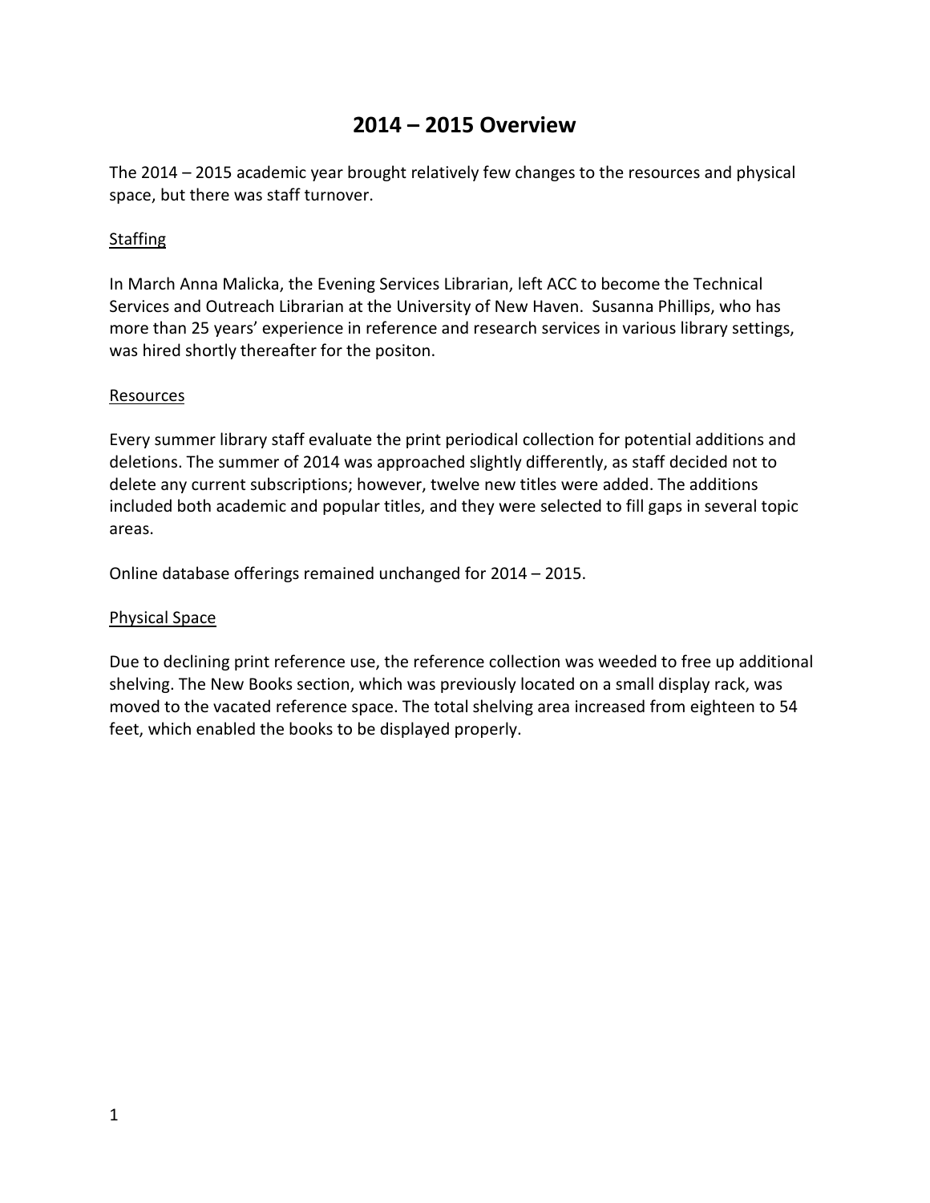# 2014 – 2015 Overview

The 2014 – 2015 academic year brought relatively few changes to the resources and physical space, but there was staff turnover.

## Staffing

In March Anna Malicka, the Evening Services Librarian, left ACC to become the Technical Services and Outreach Librarian at the University of New Haven. Susanna Phillips, who has more than 25 years' experience in reference and research services in various library settings, was hired shortly thereafter for the positon.

## Resources

Every summer library staff evaluate the print periodical collection for potential additions and deletions. The summer of 2014 was approached slightly differently, as staff decided not to delete any current subscriptions; however, twelve new titles were added. The additions included both academic and popular titles, and they were selected to fill gaps in several topic areas.

Online database offerings remained unchanged for 2014 – 2015.

## Physical Space

Due to declining print reference use, the reference collection was weeded to free up additional shelving. The New Books section, which was previously located on a small display rack, was moved to the vacated reference space. The total shelving area increased from eighteen to 54 feet, which enabled the books to be displayed properly.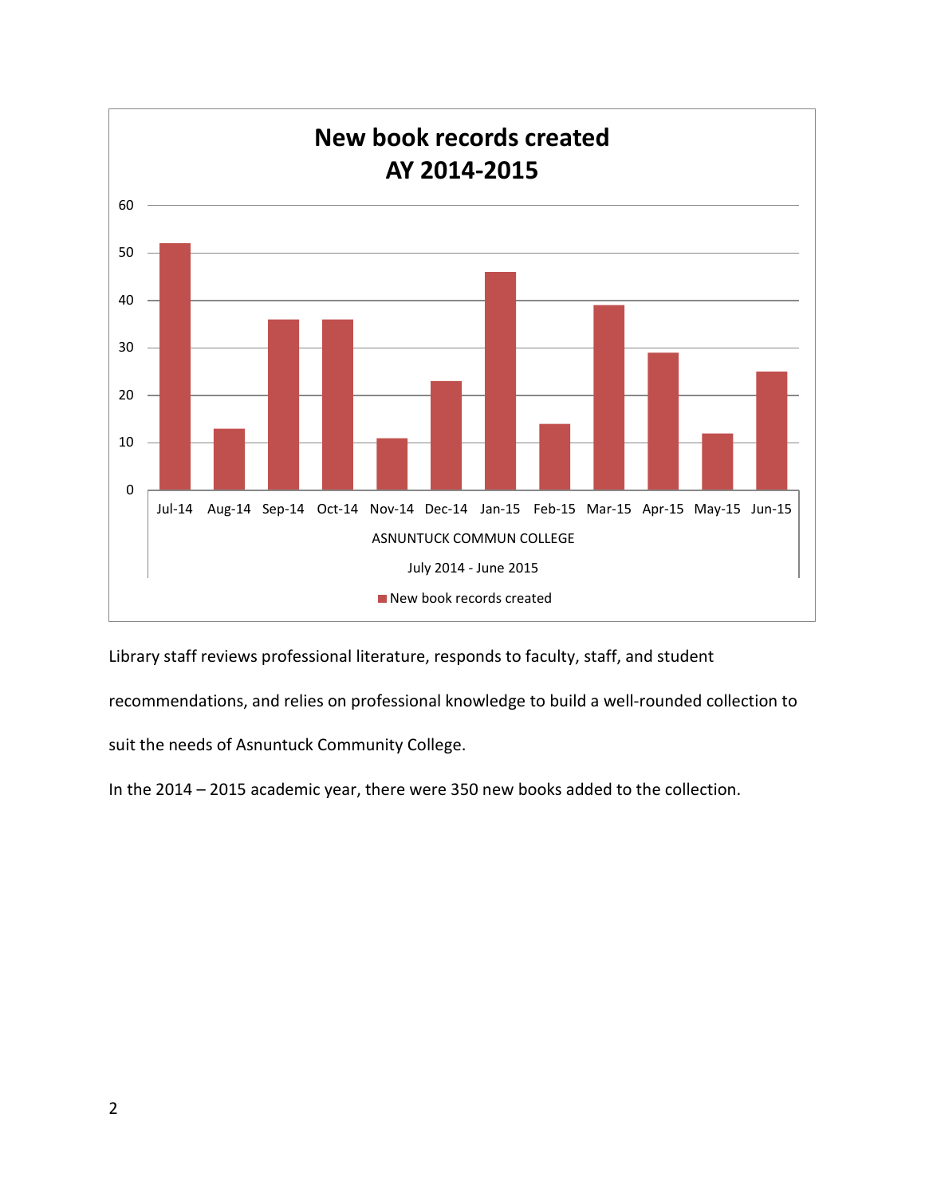## New book records created AY 2014-2015

| Month | New book records created |
|---|---|
| Jul-14 | 52 |
| Aug-14 | 13 |
| Sep-14 | 36 |
| Oct-14 | 36 |
| Nov-14 | 11 |
| Dec-14 | 23 |
| Jan-15 | 46 |
| Feb-15 | 14 |
| Mar-15 | 39 |
| Apr-15 | 29 |
| May-15 | 12 |
| Jun-15 | 25 |

ASNUNTUCK COMMUN COLLEGE

July 2014 - June 2015

Library staff reviews professional literature, responds to faculty, staff, and student recommendations, and relies on professional knowledge to build a well-rounded collection to suit the needs of Asnuntuck Community College.

In the 2014 – 2015 academic year, there were 350 new books added to the collection.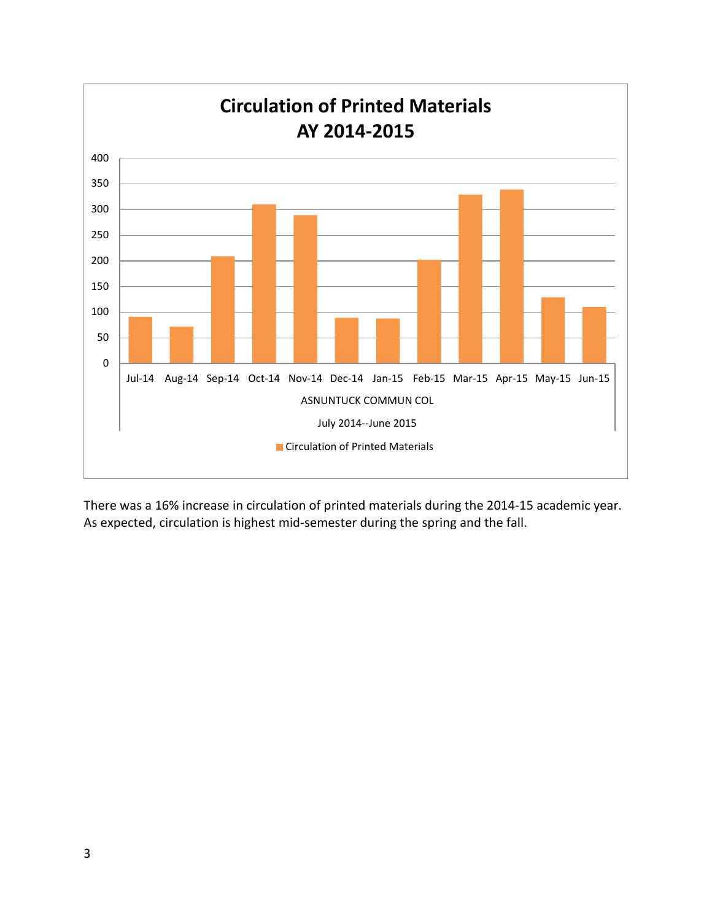**Circulation of Printed Materials**
**AY 2014-2015**

| Month | Circulation of Printed Materials |
|---|---|
| Jul-14 | 91 |
| Aug-14 | 72 |
| Sep-14 | 209 |
| Oct-14 | 310 |
| Nov-14 | 289 |
| Dec-14 | 89 |
| Jan-15 | 88 |
| Feb-15 | 202 |
| Mar-15 | 329 |
| Apr-15 | 339 |
| May-15 | 129 |
| Jun-15 | 110 |

ASNUNTUCK COMMUN COL

July 2014--June 2015

There was a 16% increase in circulation of printed materials during the 2014-15 academic year. As expected, circulation is highest mid-semester during the spring and the fall.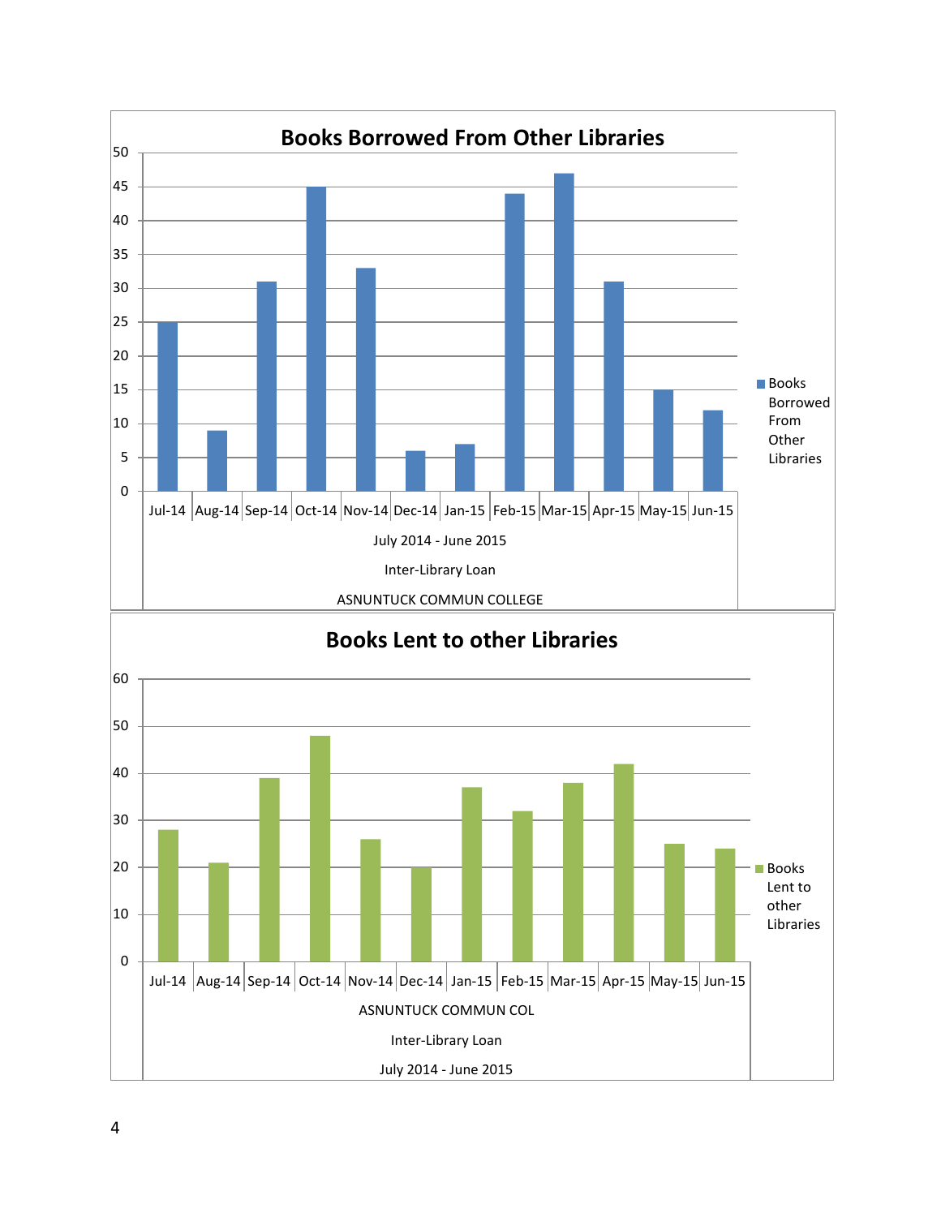## Books Borrowed From Other Libraries

| Month | Books Borrowed From Other Libraries |
|---|---|
| Jul-14 | 25 |
| Aug-14 | 9 |
| Sep-14 | 31 |
| Oct-14 | 45 |
| Nov-14 | 33 |
| Dec-14 | 6 |
| Jan-15 | 7 |
| Feb-15 | 44 |
| Mar-15 | 47 |
| Apr-15 | 31 |
| May-15 | 15 |
| Jun-15 | 12 |

July 2014 - June 2015

Inter-Library Loan

ASNUNTUCK COMMUN COLLEGE

## Books Lent to other Libraries

| Month | Books Lent to other Libraries |
|---|---|
| Jul-14 | 28 |
| Aug-14 | 21 |
| Sep-14 | 39 |
| Oct-14 | 48 |
| Nov-14 | 26 |
| Dec-14 | 20 |
| Jan-15 | 37 |
| Feb-15 | 32 |
| Mar-15 | 38 |
| Apr-15 | 42 |
| May-15 | 25 |
| Jun-15 | 24 |

ASNUNTUCK COMMUN COL

Inter-Library Loan

July 2014 - June 2015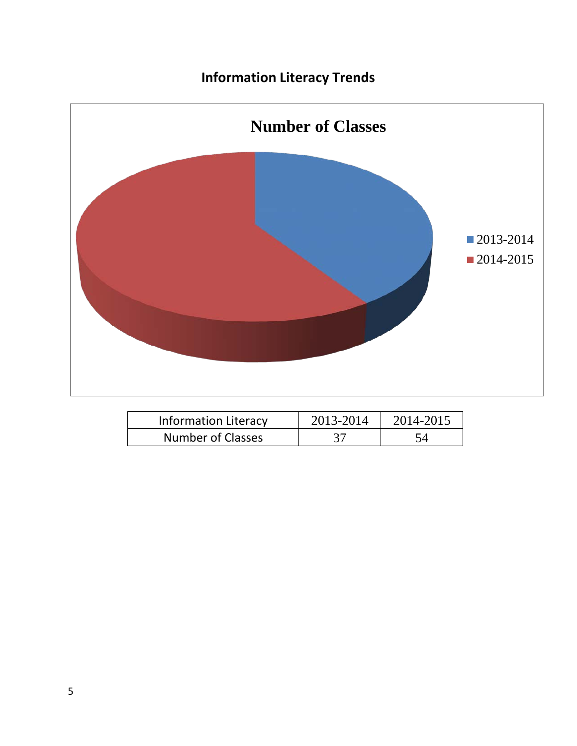## Information Literacy Trends

**Number of Classes**

- 2013-2014
- 2014-2015

| Information Literacy | 2013-2014 | 2014-2015 |
|---|---|---|
| Number of Classes | 37 | 54 |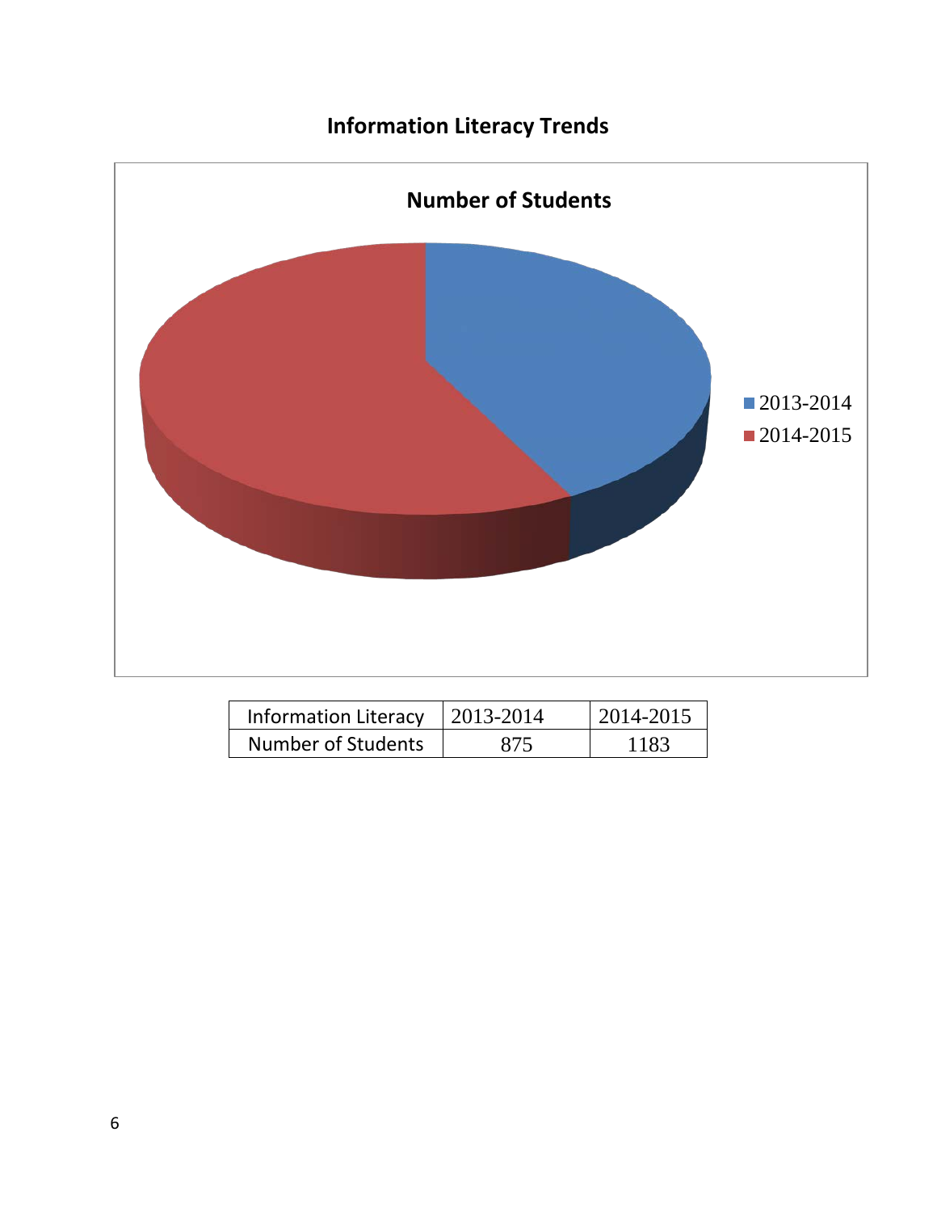## Information Literacy Trends

| Information Literacy | 2013-2014 | 2014-2015 |
| --- | --- | --- |
| Number of Students | 875 | 1183 |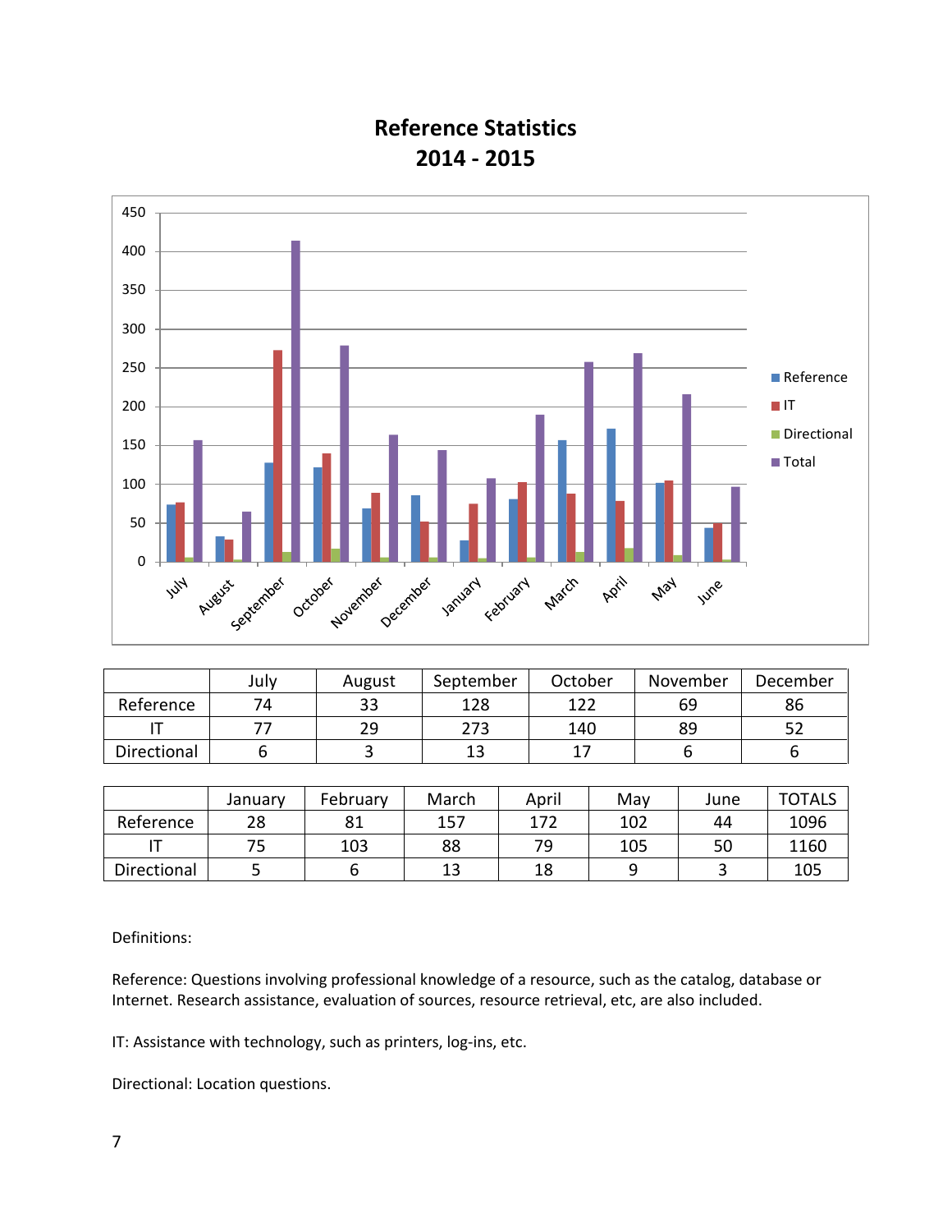# Reference Statistics
# 2014 - 2015

| | July | August | September | October | November | December |
|---|---|---|---|---|---|---|
| Reference | 74 | 33 | 128 | 122 | 69 | 86 |
| IT | 77 | 29 | 273 | 140 | 89 | 52 |
| Directional | 6 | 3 | 13 | 17 | 6 | 6 |

| | January | February | March | April | May | June | TOTALS |
|---|---|---|---|---|---|---|---|
| Reference | 28 | 81 | 157 | 172 | 102 | 44 | 1096 |
| IT | 75 | 103 | 88 | 79 | 105 | 50 | 1160 |
| Directional | 5 | 6 | 13 | 18 | 9 | 3 | 105 |

Definitions:

Reference: Questions involving professional knowledge of a resource, such as the catalog, database or Internet. Research assistance, evaluation of sources, resource retrieval, etc, are also included.

IT: Assistance with technology, such as printers, log-ins, etc.

Directional: Location questions.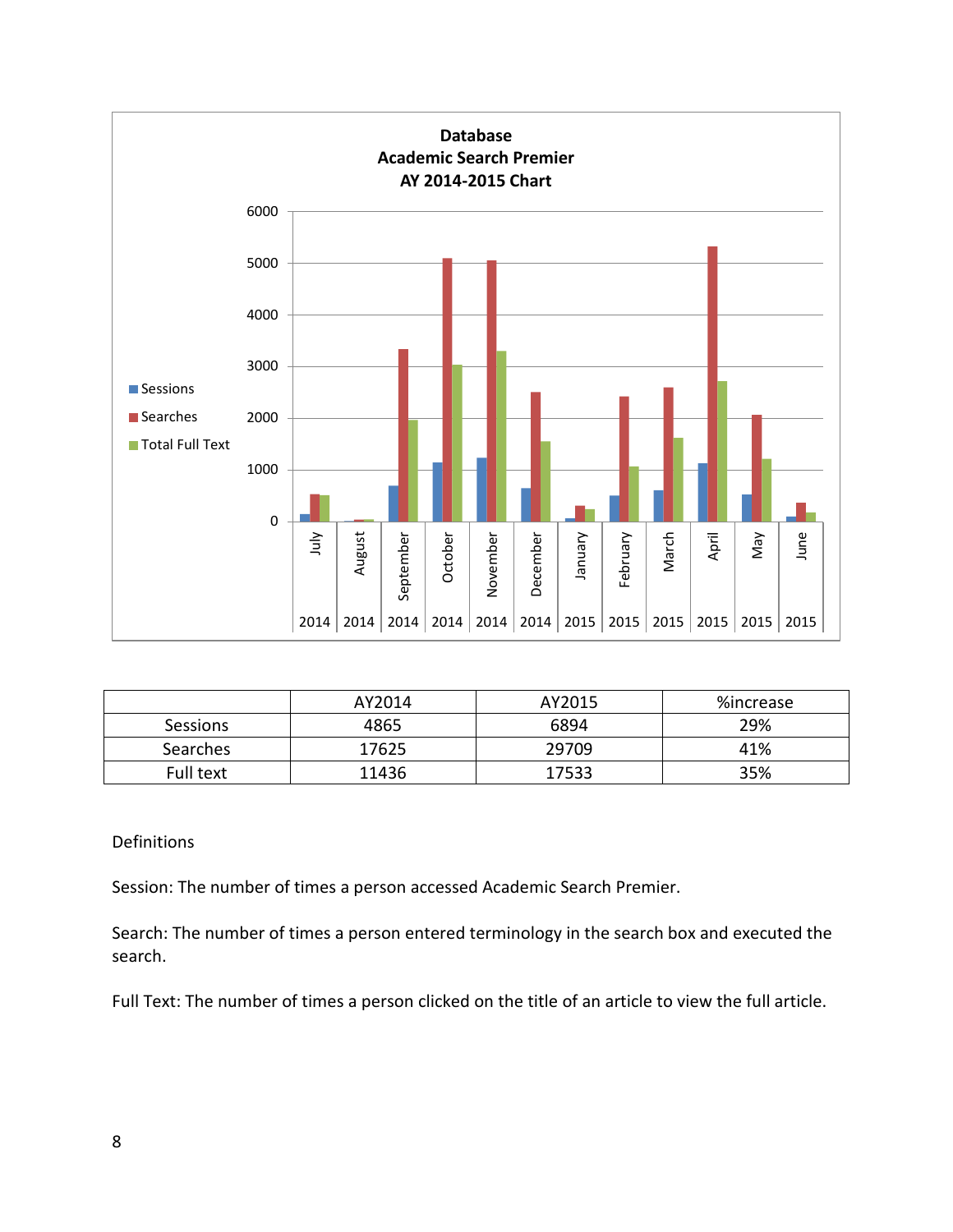**Database**
**Academic Search Premier**
**AY 2014-2015 Chart**

| | AY2014 | AY2015 | %increase |
|---|---|---|---|
| Sessions | 4865 | 6894 | 29% |
| Searches | 17625 | 29709 | 41% |
| Full text | 11436 | 17533 | 35% |

Definitions

Session: The number of times a person accessed Academic Search Premier.

Search: The number of times a person entered terminology in the search box and executed the search.

Full Text: The number of times a person clicked on the title of an article to view the full article.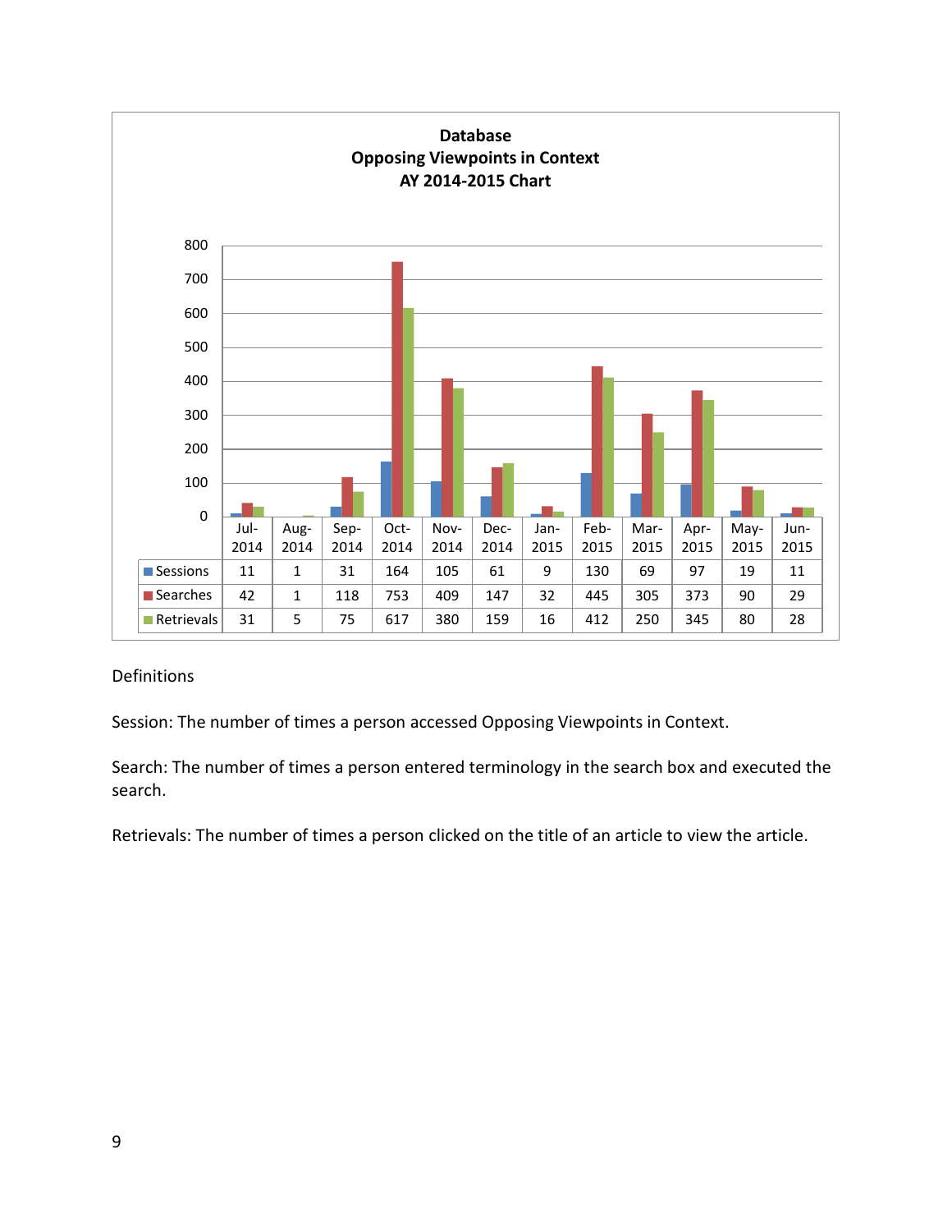**Database**
**Opposing Viewpoints in Context**
**AY 2014-2015 Chart**

| | Jul-2014 | Aug-2014 | Sep-2014 | Oct-2014 | Nov-2014 | Dec-2014 | Jan-2015 | Feb-2015 | Mar-2015 | Apr-2015 | May-2015 | Jun-2015 |
|---|---|---|---|---|---|---|---|---|---|---|---|---|
| Sessions | 11 | 1 | 31 | 164 | 105 | 61 | 9 | 130 | 69 | 97 | 19 | 11 |
| Searches | 42 | 1 | 118 | 753 | 409 | 147 | 32 | 445 | 305 | 373 | 90 | 29 |
| Retrievals | 31 | 5 | 75 | 617 | 380 | 159 | 16 | 412 | 250 | 345 | 80 | 28 |

Definitions

Session: The number of times a person accessed Opposing Viewpoints in Context.

Search: The number of times a person entered terminology in the search box and executed the search.

Retrievals: The number of times a person clicked on the title of an article to view the article.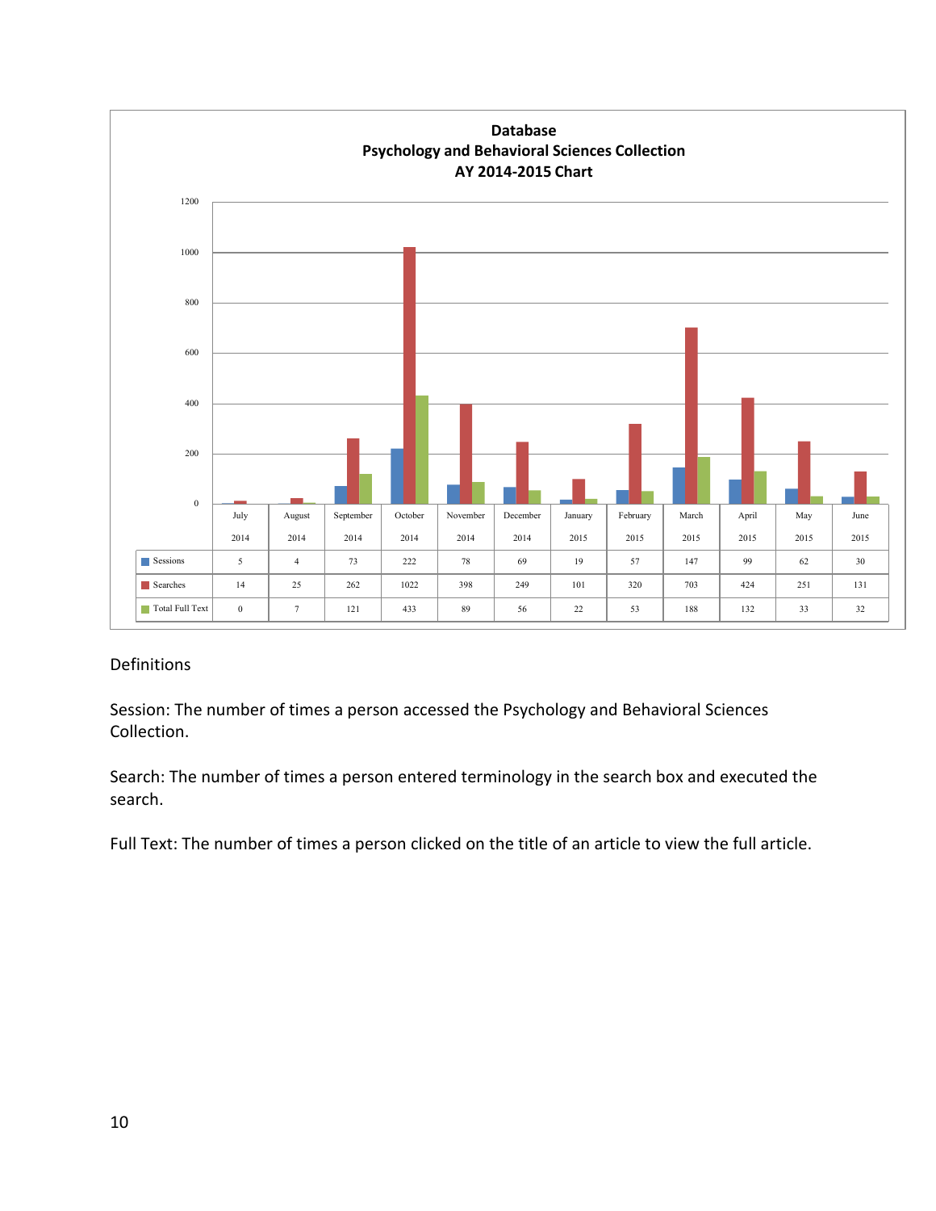**Database**
**Psychology and Behavioral Sciences Collection**
**AY 2014-2015 Chart**

| | July 2014 | August 2014 | September 2014 | October 2014 | November 2014 | December 2014 | January 2015 | February 2015 | March 2015 | April 2015 | May 2015 | June 2015 |
|---|---|---|---|---|---|---|---|---|---|---|---|---|
| Sessions | 5 | 4 | 73 | 222 | 78 | 69 | 19 | 57 | 147 | 99 | 62 | 30 |
| Searches | 14 | 25 | 262 | 1022 | 398 | 249 | 101 | 320 | 703 | 424 | 251 | 131 |
| Total Full Text | 0 | 7 | 121 | 433 | 89 | 56 | 22 | 53 | 188 | 132 | 33 | 32 |

Definitions

Session: The number of times a person accessed the Psychology and Behavioral Sciences Collection.

Search: The number of times a person entered terminology in the search box and executed the search.

Full Text: The number of times a person clicked on the title of an article to view the full article.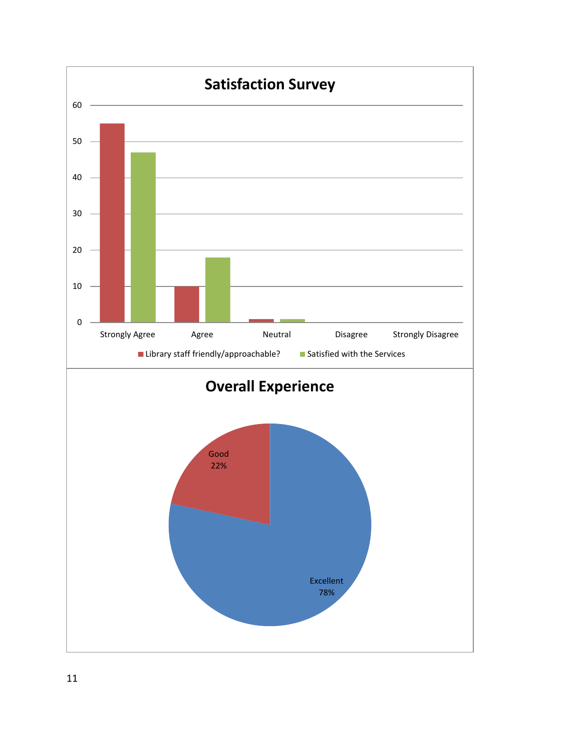## Satisfaction Survey

| | Library staff friendly/approachable? | Satisfied with the Services |
|---|---|---|
| Strongly Agree | 55 | 47 |
| Agree | 10 | 18 |
| Neutral | 1 | 1 |
| Disagree | 0 | 0 |
| Strongly Disagree | 0 | 0 |

## Overall Experience

| Rating | Percentage |
|---|---|
| Excellent | 78% |
| Good | 22% |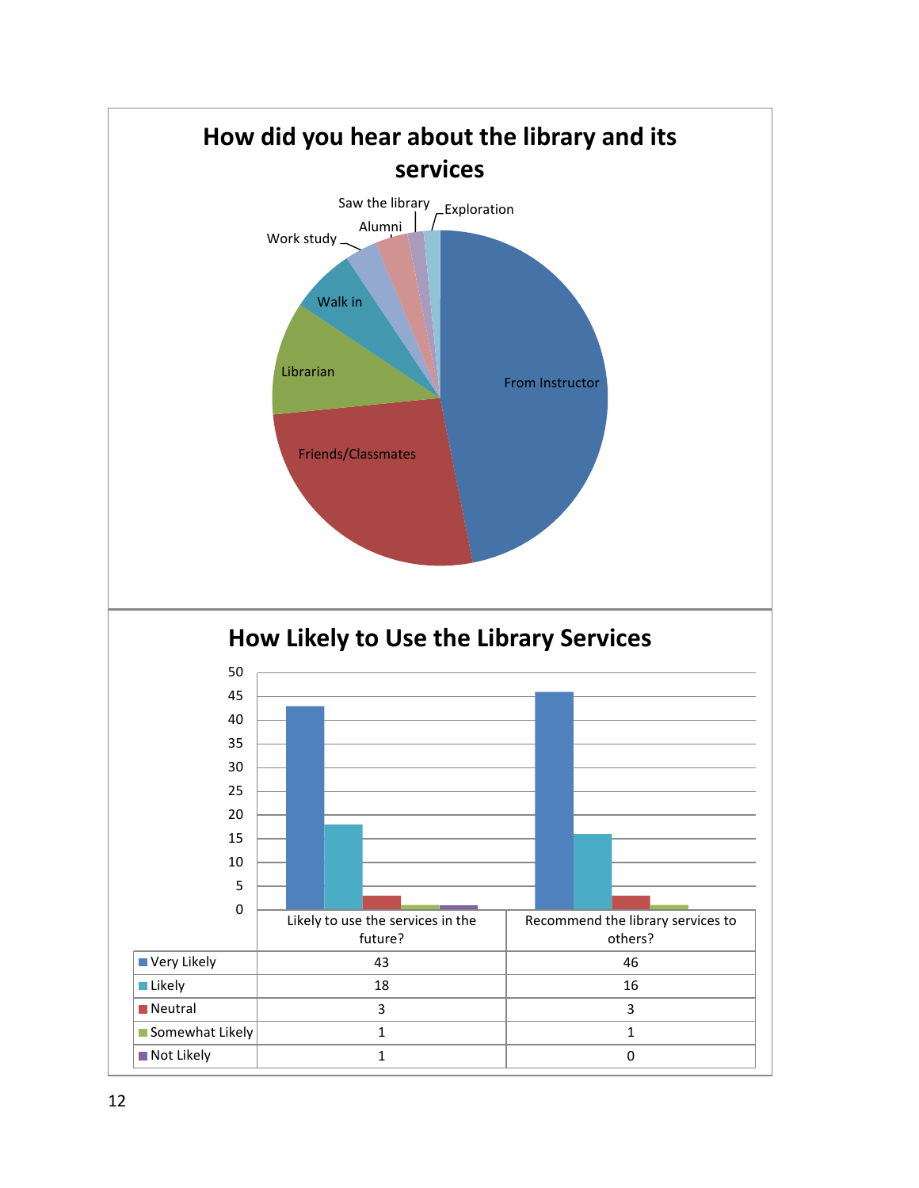## How did you hear about the library and its services

From Instructor, Friends/Classmates, Librarian, Walk in, Work study, Alumni, Saw the library, Exploration

## How Likely to Use the Library Services

| | Likely to use the services in the future? | Recommend the library services to others? |
|---|---|---|
| Very Likely | 43 | 46 |
| Likely | 18 | 16 |
| Neutral | 3 | 3 |
| Somewhat Likely | 1 | 1 |
| Not Likely | 1 | 0 |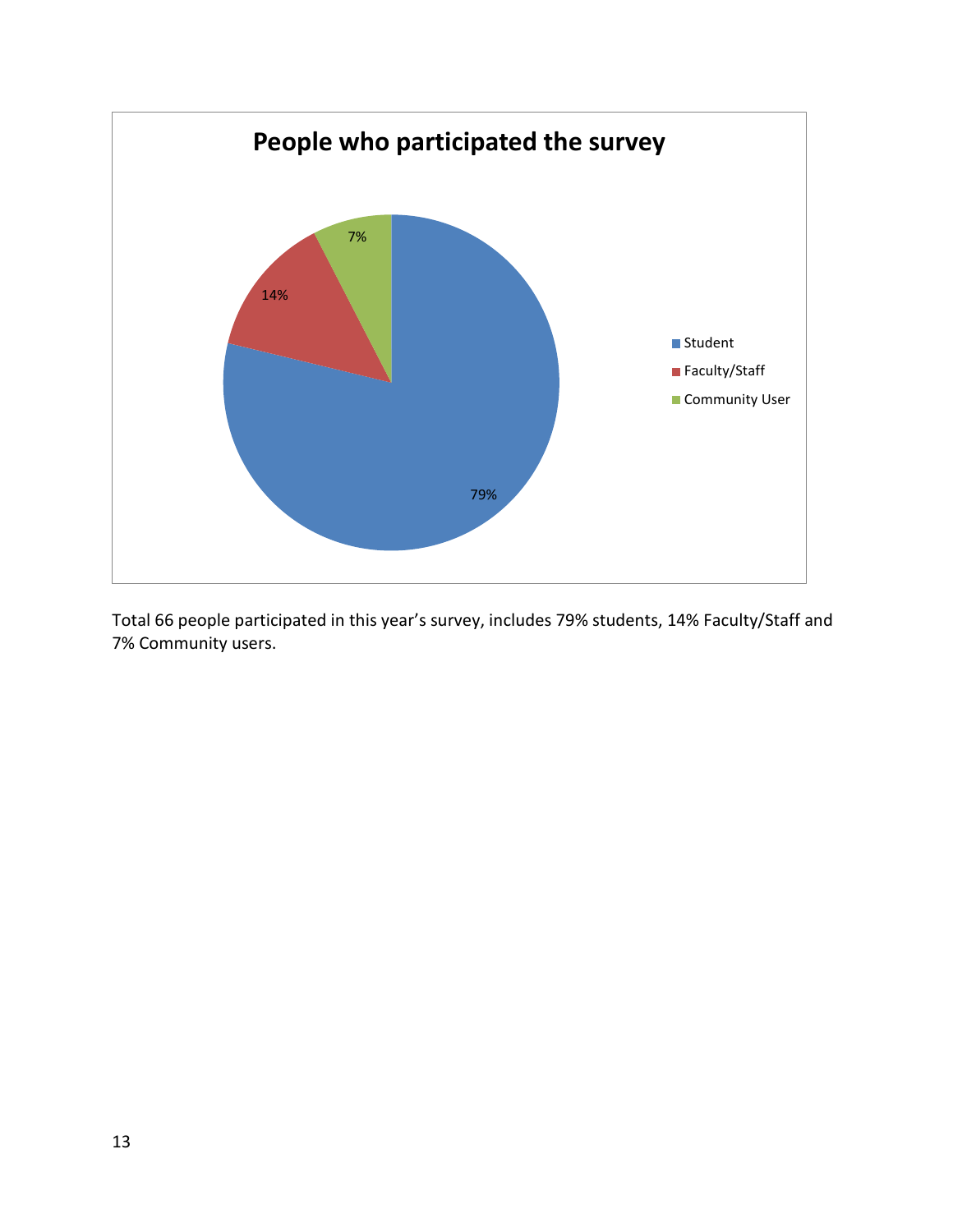Total 66 people participated in this year's survey, includes 79% students, 14% Faculty/Staff and 7% Community users.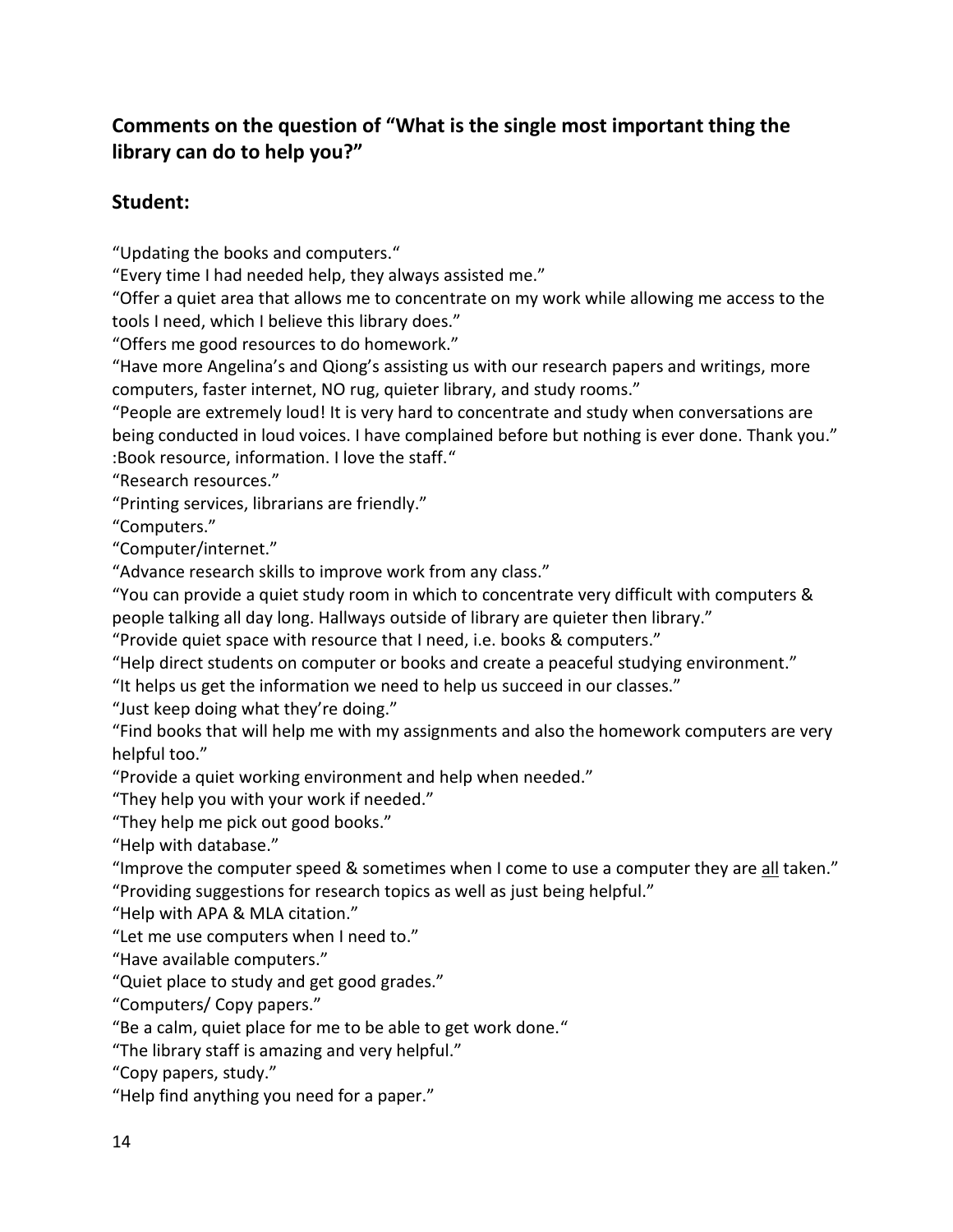## Comments on the question of "What is the single most important thing the library can do to help you?"

## Student:

"Updating the books and computers."

"Every time I had needed help, they always assisted me."

"Offer a quiet area that allows me to concentrate on my work while allowing me access to the tools I need, which I believe this library does."

"Offers me good resources to do homework."

"Have more Angelina's and Qiong's assisting us with our research papers and writings, more computers, faster internet, NO rug, quieter library, and study rooms."

"People are extremely loud! It is very hard to concentrate and study when conversations are being conducted in loud voices. I have complained before but nothing is ever done. Thank you."

:Book resource, information. I love the staff."

"Research resources."

"Printing services, librarians are friendly."

"Computers."

"Computer/internet."

"Advance research skills to improve work from any class."

"You can provide a quiet study room in which to concentrate very difficult with computers & people talking all day long. Hallways outside of library are quieter then library."

"Provide quiet space with resource that I need, i.e. books & computers."

"Help direct students on computer or books and create a peaceful studying environment."

"It helps us get the information we need to help us succeed in our classes."

"Just keep doing what they're doing."

"Find books that will help me with my assignments and also the homework computers are very helpful too."

"Provide a quiet working environment and help when needed."

"They help you with your work if needed."

"They help me pick out good books."

"Help with database."

"Improve the computer speed & sometimes when I come to use a computer they are <u>all</u> taken."

"Providing suggestions for research topics as well as just being helpful."

"Help with APA & MLA citation."

"Let me use computers when I need to."

"Have available computers."

"Quiet place to study and get good grades."

"Computers/ Copy papers."

"Be a calm, quiet place for me to be able to get work done."

"The library staff is amazing and very helpful."

"Copy papers, study."

"Help find anything you need for a paper."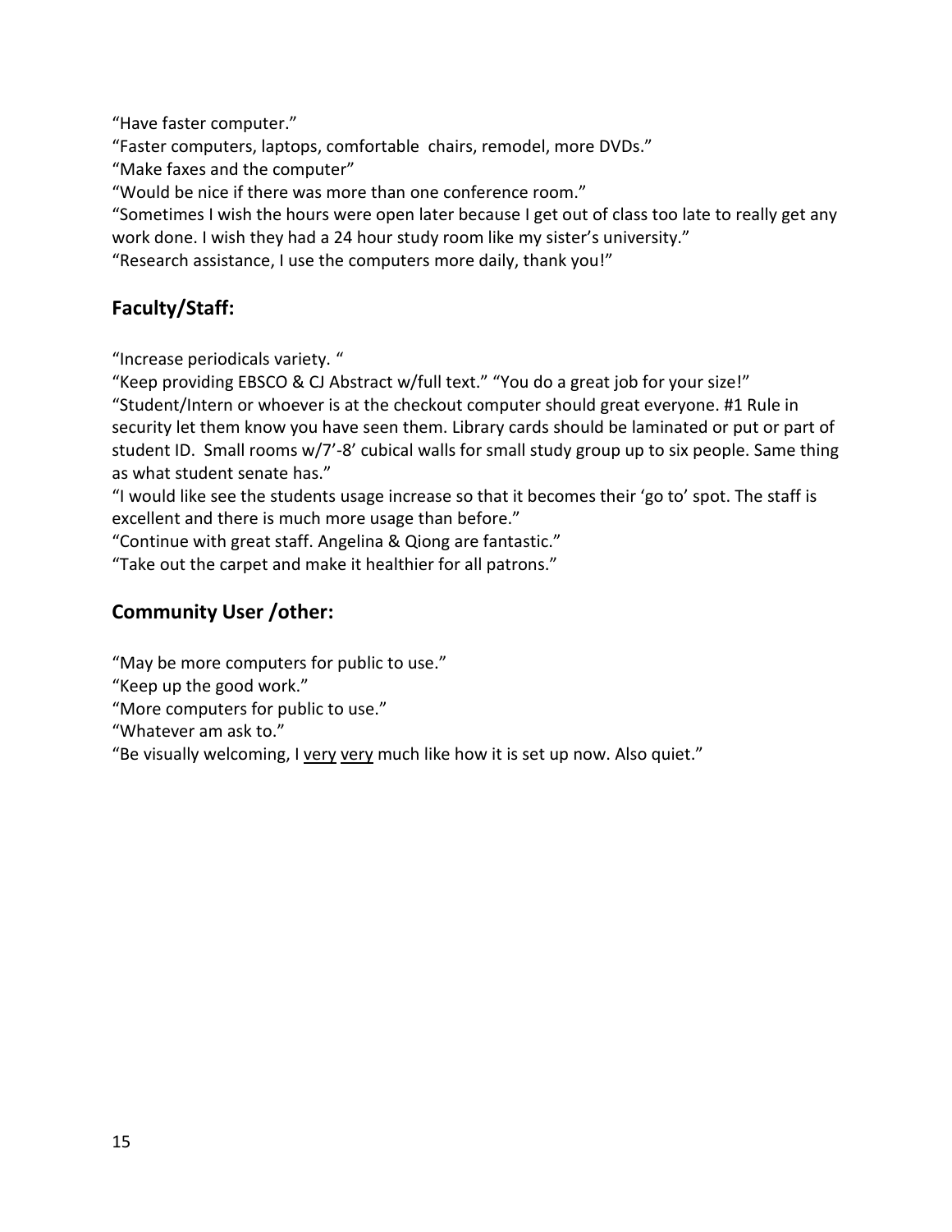"Have faster computer."

"Faster computers, laptops, comfortable chairs, remodel, more DVDs."

"Make faxes and the computer"

"Would be nice if there was more than one conference room."

"Sometimes I wish the hours were open later because I get out of class too late to really get any work done. I wish they had a 24 hour study room like my sister's university."

"Research assistance, I use the computers more daily, thank you!"

## Faculty/Staff:

"Increase periodicals variety. "

"Keep providing EBSCO & CJ Abstract w/full text." "You do a great job for your size!"

"Student/Intern or whoever is at the checkout computer should great everyone. #1 Rule in security let them know you have seen them. Library cards should be laminated or put or part of student ID. Small rooms w/7'-8' cubical walls for small study group up to six people. Same thing as what student senate has."

"I would like see the students usage increase so that it becomes their 'go to' spot. The staff is excellent and there is much more usage than before."

"Continue with great staff. Angelina & Qiong are fantastic."

"Take out the carpet and make it healthier for all patrons."

## Community User /other:

"May be more computers for public to use."

"Keep up the good work."

"More computers for public to use."

"Whatever am ask to."

"Be visually welcoming, I <u>very</u> <u>very</u> much like how it is set up now. Also quiet."